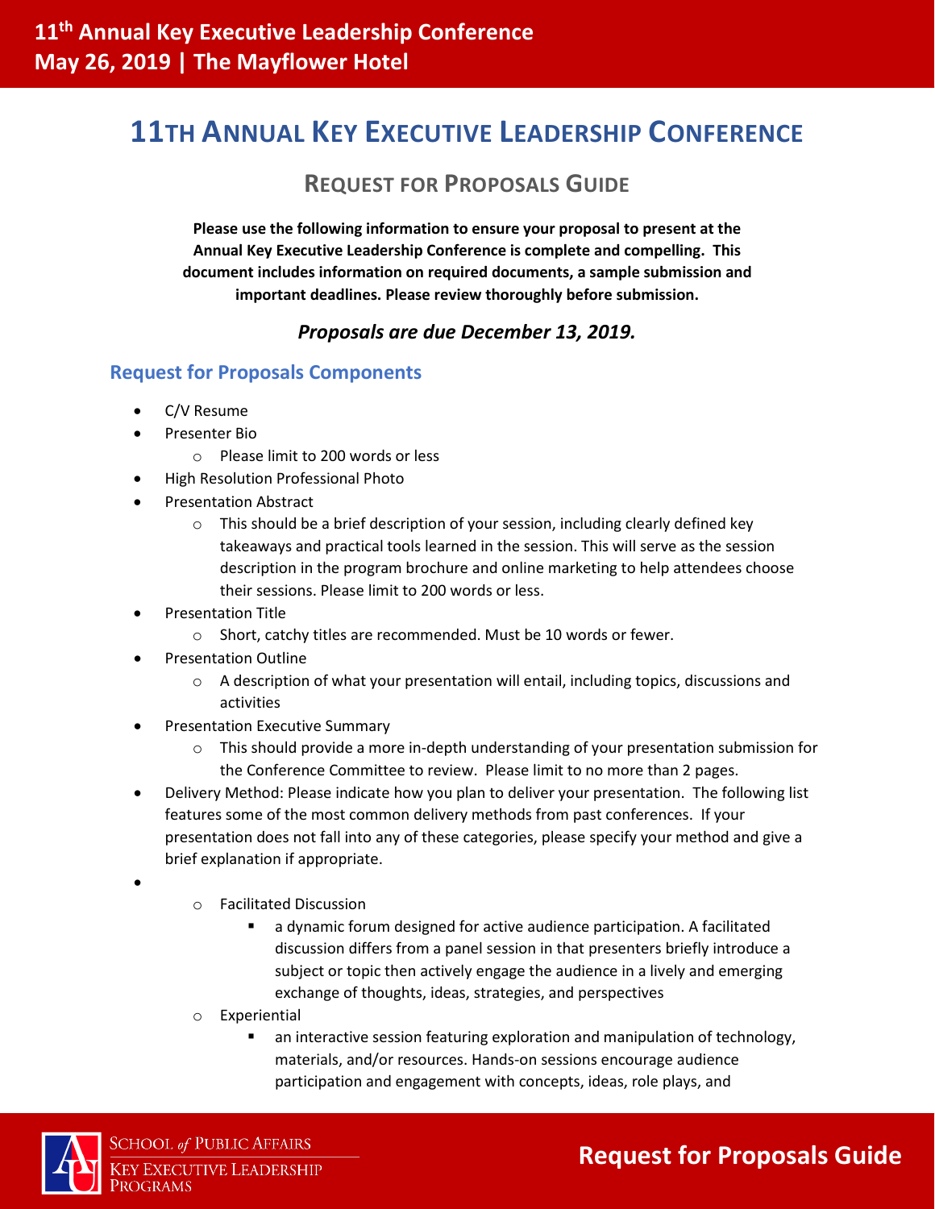# 11TH ANNUAL KEY EXECUTIVE LEADERSHIP CONFERENCE

## REQUEST FOR PROPOSALS GUIDE

**Please use the following information to ensure your proposal to present at the Annual Key Executive Leadership Conference is complete and compelling. This document includes information on required documents, a sample submission and important deadlines. Please review thoroughly before submission.**

***Proposals are due December 13, 2019.***

### Request for Proposals Components

- C/V Resume
- Presenter Bio
  - Please limit to 200 words or less
- High Resolution Professional Photo
- Presentation Abstract
  - This should be a brief description of your session, including clearly defined key takeaways and practical tools learned in the session. This will serve as the session description in the program brochure and online marketing to help attendees choose their sessions. Please limit to 200 words or less.
- Presentation Title
  - Short, catchy titles are recommended. Must be 10 words or fewer.
- Presentation Outline
  - A description of what your presentation will entail, including topics, discussions and activities
- Presentation Executive Summary
  - This should provide a more in-depth understanding of your presentation submission for the Conference Committee to review. Please limit to no more than 2 pages.
- Delivery Method: Please indicate how you plan to deliver your presentation. The following list features some of the most common delivery methods from past conferences. If your presentation does not fall into any of these categories, please specify your method and give a brief explanation if appropriate.
-
  - Facilitated Discussion
    - a dynamic forum designed for active audience participation. A facilitated discussion differs from a panel session in that presenters briefly introduce a subject or topic then actively engage the audience in a lively and emerging exchange of thoughts, ideas, strategies, and perspectives
  - Experiential
    - an interactive session featuring exploration and manipulation of technology, materials, and/or resources. Hands-on sessions encourage audience participation and engagement with concepts, ideas, role plays, and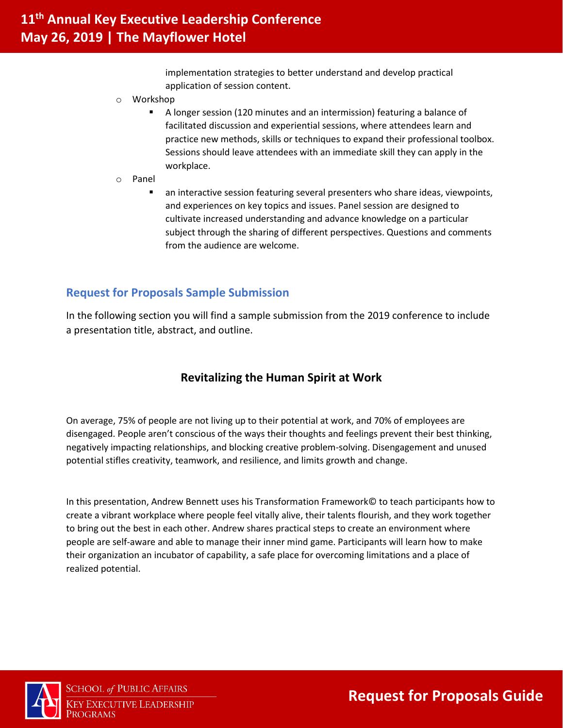implementation strategies to better understand and develop practical application of session content.

- Workshop
  - A longer session (120 minutes and an intermission) featuring a balance of facilitated discussion and experiential sessions, where attendees learn and practice new methods, skills or techniques to expand their professional toolbox. Sessions should leave attendees with an immediate skill they can apply in the workplace.
- Panel
  - an interactive session featuring several presenters who share ideas, viewpoints, and experiences on key topics and issues. Panel session are designed to cultivate increased understanding and advance knowledge on a particular subject through the sharing of different perspectives. Questions and comments from the audience are welcome.

## Request for Proposals Sample Submission

In the following section you will find a sample submission from the 2019 conference to include a presentation title, abstract, and outline.

### Revitalizing the Human Spirit at Work

On average, 75% of people are not living up to their potential at work, and 70% of employees are disengaged. People aren't conscious of the ways their thoughts and feelings prevent their best thinking, negatively impacting relationships, and blocking creative problem-solving. Disengagement and unused potential stifles creativity, teamwork, and resilience, and limits growth and change.

In this presentation, Andrew Bennett uses his Transformation Framework© to teach participants how to create a vibrant workplace where people feel vitally alive, their talents flourish, and they work together to bring out the best in each other. Andrew shares practical steps to create an environment where people are self-aware and able to manage their inner mind game. Participants will learn how to make their organization an incubator of capability, a safe place for overcoming limitations and a place of realized potential.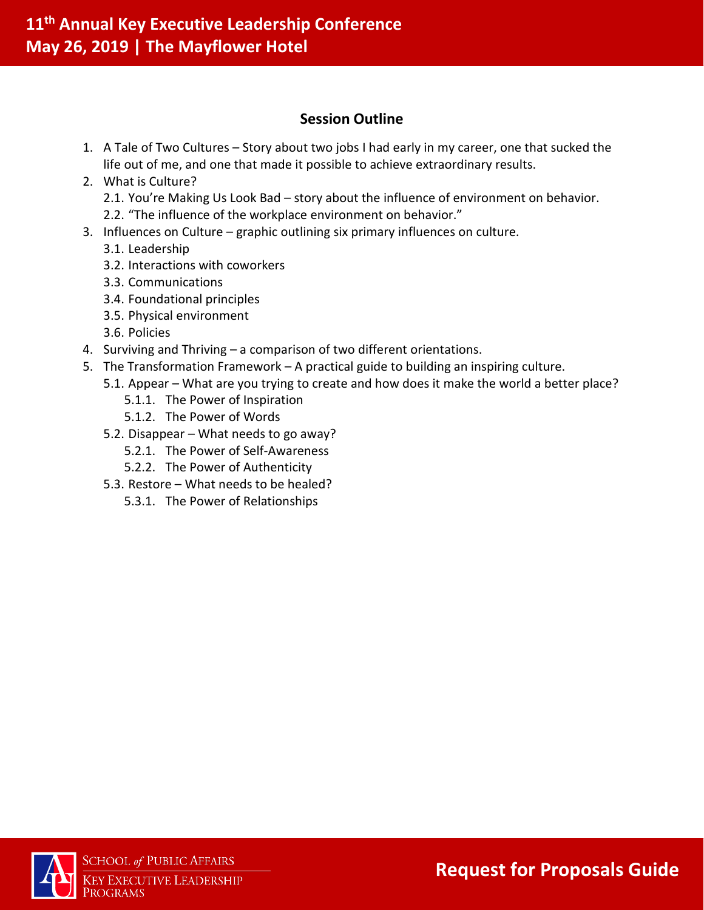## Session Outline

1. A Tale of Two Cultures – Story about two jobs I had early in my career, one that sucked the life out of me, and one that made it possible to achieve extraordinary results.
2. What is Culture?
   - 2.1. You're Making Us Look Bad – story about the influence of environment on behavior.
   - 2.2. "The influence of the workplace environment on behavior."
3. Influences on Culture – graphic outlining six primary influences on culture.
   - 3.1. Leadership
   - 3.2. Interactions with coworkers
   - 3.3. Communications
   - 3.4. Foundational principles
   - 3.5. Physical environment
   - 3.6. Policies
4. Surviving and Thriving – a comparison of two different orientations.
5. The Transformation Framework – A practical guide to building an inspiring culture.
   - 5.1. Appear – What are you trying to create and how does it make the world a better place?
     - 5.1.1. The Power of Inspiration
     - 5.1.2. The Power of Words
   - 5.2. Disappear – What needs to go away?
     - 5.2.1. The Power of Self-Awareness
     - 5.2.2. The Power of Authenticity
   - 5.3. Restore – What needs to be healed?
     - 5.3.1. The Power of Relationships